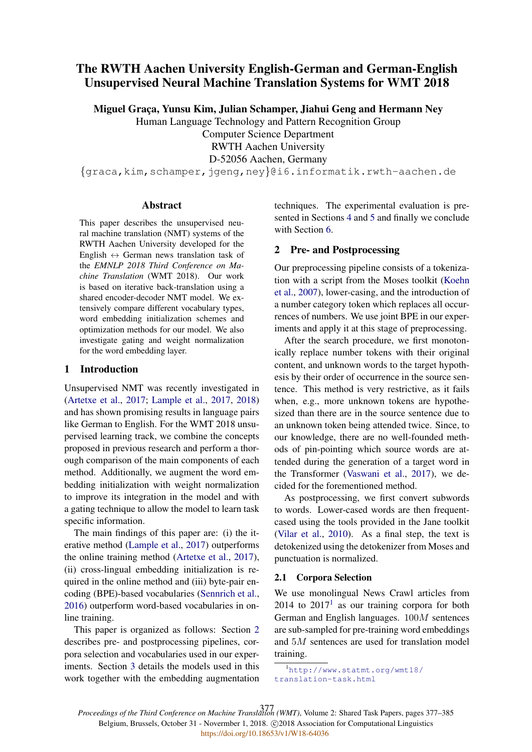# The RWTH Aachen University English-German and German-English Unsupervised Neural Machine Translation Systems for WMT 2018

**Miguel Graça, Yunsu Kim, Julian Schamper, Jiahui Geng and Hermann Ney**

Human Language Technology and Pattern Recognition Group
Computer Science Department
RWTH Aachen University
D-52056 Aachen, Germany

{graca,kim,schamper,jgeng,ney}@i6.informatik.rwth-aachen.de

## Abstract

This paper describes the unsupervised neural machine translation (NMT) systems of the RWTH Aachen University developed for the English $\leftrightarrow$ German news translation task of the *EMNLP 2018 Third Conference on Machine Translation* (WMT 2018). Our work is based on iterative back-translation using a shared encoder-decoder NMT model. We extensively compare different vocabulary types, word embedding initialization schemes and optimization methods for our model. We also investigate gating and weight normalization for the word embedding layer.

## 1 Introduction

Unsupervised NMT was recently investigated in (Artetxe et al., 2017; Lample et al., 2017, 2018) and has shown promising results in language pairs like German to English. For the WMT 2018 unsupervised learning track, we combine the concepts proposed in previous research and perform a thorough comparison of the main components of each method. Additionally, we augment the word embedding initialization with weight normalization to improve its integration in the model and with a gating technique to allow the model to learn task specific information.

The main findings of this paper are: (i) the iterative method (Lample et al., 2017) outperforms the online training method (Artetxe et al., 2017), (ii) cross-lingual embedding initialization is required in the online method and (iii) byte-pair encoding (BPE)-based vocabularies (Sennrich et al., 2016) outperform word-based vocabularies in online training.

This paper is organized as follows: Section 2 describes pre- and postprocessing pipelines, corpora selection and vocabularies used in our experiments. Section 3 details the models used in this work together with the embedding augmentation techniques. The experimental evaluation is presented in Sections 4 and 5 and finally we conclude with Section 6.

## 2 Pre- and Postprocessing

Our preprocessing pipeline consists of a tokenization with a script from the Moses toolkit (Koehn et al., 2007), lower-casing, and the introduction of a number category token which replaces all occurrences of numbers. We use joint BPE in our experiments and apply it at this stage of preprocessing.

After the search procedure, we first monotonically replace number tokens with their original content, and unknown words to the target hypothesis by their order of occurrence in the source sentence. This method is very restrictive, as it fails when, e.g., more unknown tokens are hypothesized than there are in the source sentence due to an unknown token being attended twice. Since, to our knowledge, there are no well-founded methods of pin-pointing which source words are attended during the generation of a target word in the Transformer (Vaswani et al., 2017), we decided for the forementioned method.

As postprocessing, we first convert subwords to words. Lower-cased words are then frequent-cased using the tools provided in the Jane toolkit (Vilar et al., 2010). As a final step, the text is detokenized using the detokenizer from Moses and punctuation is normalized.

### 2.1 Corpora Selection

We use monolingual News Crawl articles from 2014 to 2017[1] as our training corpora for both German and English languages. $100M$ sentences are sub-sampled for pre-training word embeddings and $5M$ sentences are used for translation model training.

[1] http://www.statmt.org/wmt18/translation-task.html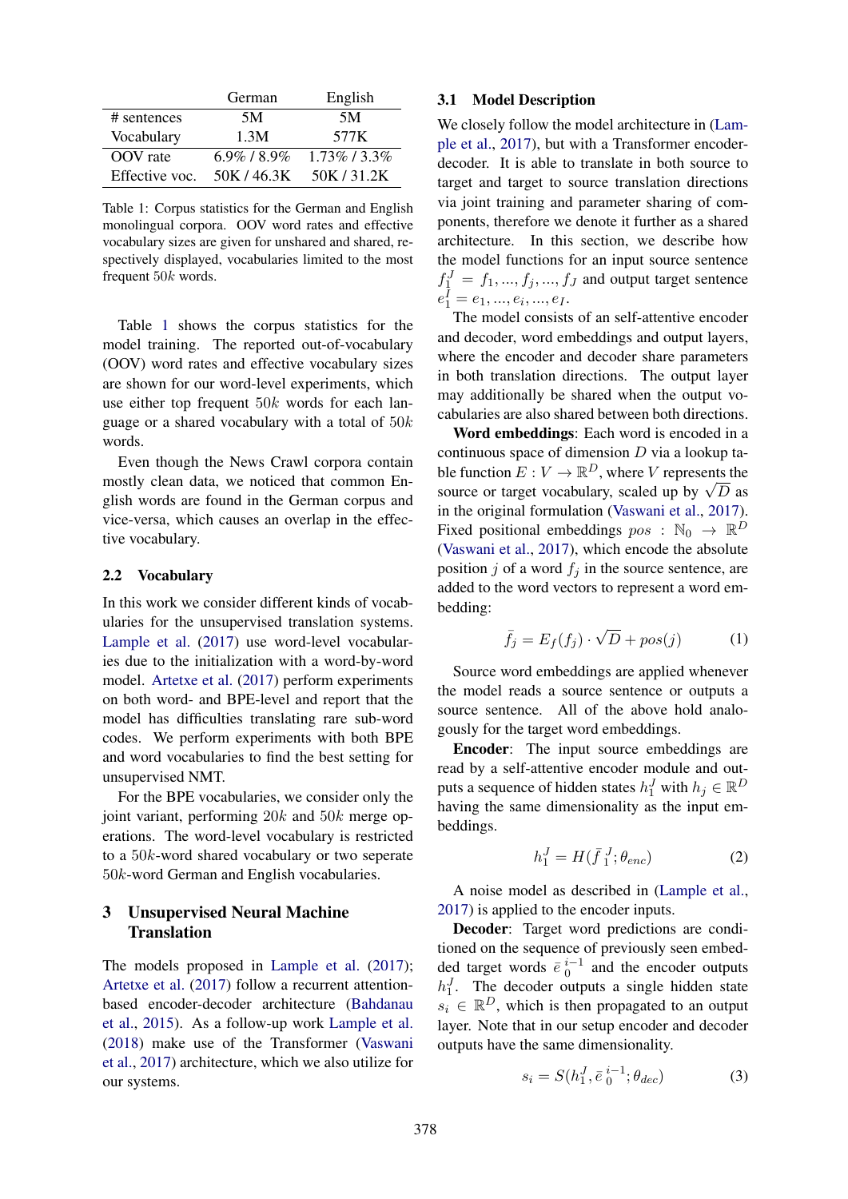| | German | English |
|---|---|---|
| # sentences | 5M | 5M |
| Vocabulary | 1.3M | 577K |
| OOV rate | 6.9% / 8.9% | 1.73% / 3.3% |
| Effective voc. | 50K / 46.3K | 50K / 31.2K |

Table 1: Corpus statistics for the German and English monolingual corpora. OOV word rates and effective vocabulary sizes are given for unshared and shared, respectively displayed, vocabularies limited to the most frequent $50k$ words.

Table 1 shows the corpus statistics for the model training. The reported out-of-vocabulary (OOV) word rates and effective vocabulary sizes are shown for our word-level experiments, which use either top frequent $50k$ words for each language or a shared vocabulary with a total of $50k$ words.

Even though the News Crawl corpora contain mostly clean data, we noticed that common English words are found in the German corpus and vice-versa, which causes an overlap in the effective vocabulary.

### 2.2 Vocabulary

In this work we consider different kinds of vocabularies for the unsupervised translation systems. Lample et al. (2017) use word-level vocabularies due to the initialization with a word-by-word model. Artetxe et al. (2017) perform experiments on both word- and BPE-level and report that the model has difficulties translating rare sub-word codes. We perform experiments with both BPE and word vocabularies to find the best setting for unsupervised NMT.

For the BPE vocabularies, we consider only the joint variant, performing $20k$ and $50k$ merge operations. The word-level vocabulary is restricted to a $50k$-word shared vocabulary or two seperate $50k$-word German and English vocabularies.

## 3 Unsupervised Neural Machine Translation

The models proposed in Lample et al. (2017); Artetxe et al. (2017) follow a recurrent attention-based encoder-decoder architecture (Bahdanau et al., 2015). As a follow-up work Lample et al. (2018) make use of the Transformer (Vaswani et al., 2017) architecture, which we also utilize for our systems.

### 3.1 Model Description

We closely follow the model architecture in (Lample et al., 2017), but with a Transformer encoder-decoder. It is able to translate in both source to target and target to source translation directions via joint training and parameter sharing of components, therefore we denote it further as a shared architecture. In this section, we describe how the model functions for an input source sentence $f_1^J = f_1, ..., f_j, ..., f_J$ and output target sentence $e_1^I = e_1, ..., e_i, ..., e_I$.

The model consists of an self-attentive encoder and decoder, word embeddings and output layers, where the encoder and decoder share parameters in both translation directions. The output layer may additionally be shared when the output vocabularies are also shared between both directions.

**Word embeddings**: Each word is encoded in a continuous space of dimension $D$ via a lookup table function $E : V \rightarrow \mathbb{R}^D$, where $V$ represents the source or target vocabulary, scaled up by $\sqrt{D}$ as in the original formulation (Vaswani et al., 2017). Fixed positional embeddings $pos : \mathbb{N}_0 \rightarrow \mathbb{R}^D$ (Vaswani et al., 2017), which encode the absolute position $j$ of a word $f_j$ in the source sentence, are added to the word vectors to represent a word embedding:

$$\bar{f}_j = E_f(f_j) \cdot \sqrt{D} + pos(j) \tag{1}$$

Source word embeddings are applied whenever the model reads a source sentence or outputs a source sentence. All of the above hold analogously for the target word embeddings.

**Encoder**: The input source embeddings are read by a self-attentive encoder module and outputs a sequence of hidden states $h_1^J$ with $h_j \in \mathbb{R}^D$ having the same dimensionality as the input embeddings.

$$h_1^J = H(\bar{f}_1^J; \theta_{enc}) \tag{2}$$

A noise model as described in (Lample et al., 2017) is applied to the encoder inputs.

**Decoder**: Target word predictions are conditioned on the sequence of previously seen embedded target words $\bar{e}_0^{i-1}$ and the encoder outputs $h_1^J$. The decoder outputs a single hidden state $s_i \in \mathbb{R}^D$, which is then propagated to an output layer. Note that in our setup encoder and decoder outputs have the same dimensionality.

$$s_i = S(h_1^J, \bar{e}_0^{i-1}; \theta_{dec}) \tag{3}$$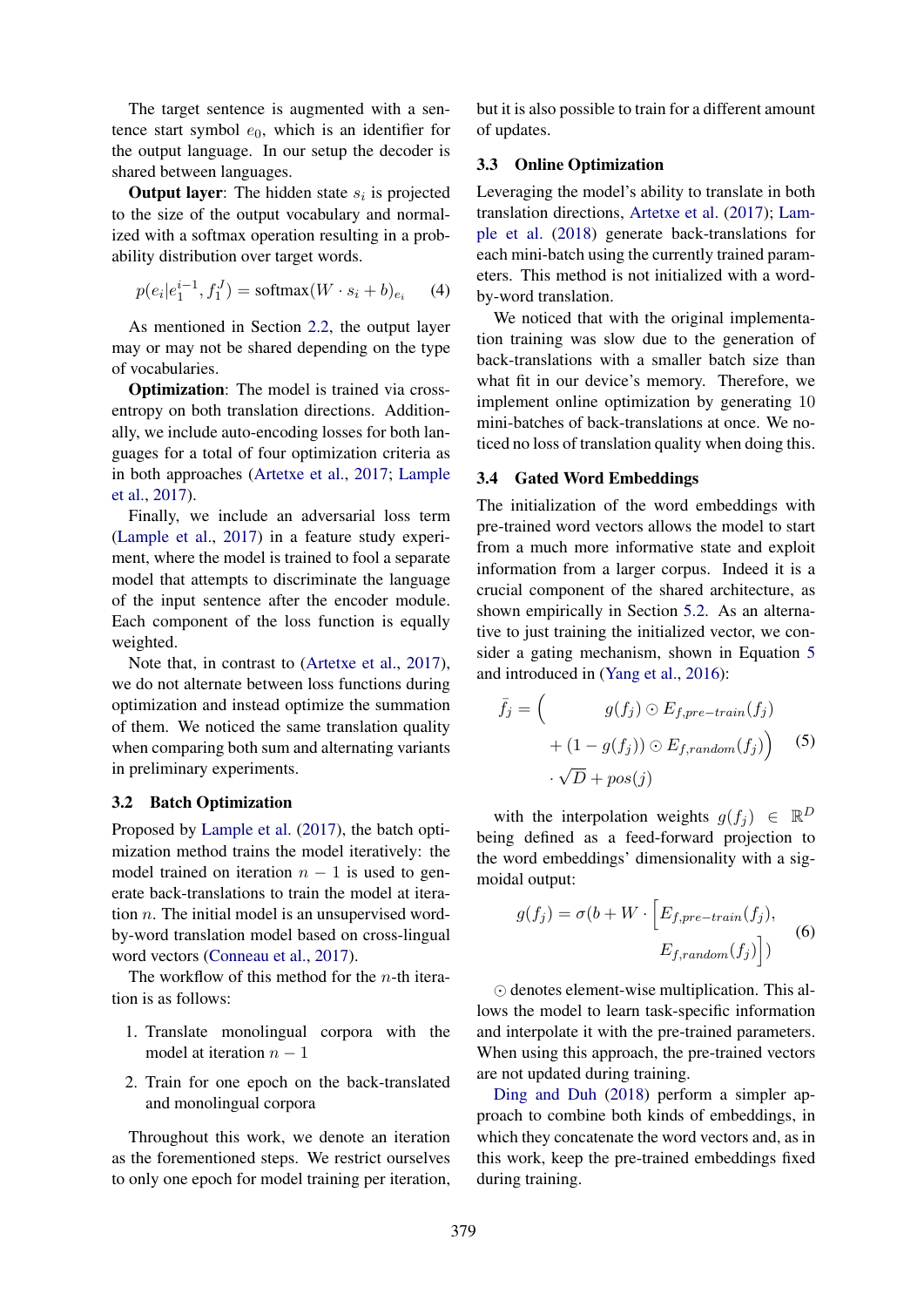The target sentence is augmented with a sentence start symbol $e_0$, which is an identifier for the output language. In our setup the decoder is shared between languages.

**Output layer**: The hidden state $s_i$ is projected to the size of the output vocabulary and normalized with a softmax operation resulting in a probability distribution over target words.

$$p(e_i|e_1^{i-1}, f_1^J) = \text{softmax}(W \cdot s_i + b)_{e_i} \quad (4)$$

As mentioned in Section 2.2, the output layer may or may not be shared depending on the type of vocabularies.

**Optimization**: The model is trained via cross-entropy on both translation directions. Additionally, we include auto-encoding losses for both languages for a total of four optimization criteria as in both approaches (Artetxe et al., 2017; Lample et al., 2017).

Finally, we include an adversarial loss term (Lample et al., 2017) in a feature study experiment, where the model is trained to fool a separate model that attempts to discriminate the language of the input sentence after the encoder module. Each component of the loss function is equally weighted.

Note that, in contrast to (Artetxe et al., 2017), we do not alternate between loss functions during optimization and instead optimize the summation of them. We noticed the same translation quality when comparing both sum and alternating variants in preliminary experiments.

### 3.2 Batch Optimization

Proposed by Lample et al. (2017), the batch optimization method trains the model iteratively: the model trained on iteration $n-1$ is used to generate back-translations to train the model at iteration $n$. The initial model is an unsupervised word-by-word translation model based on cross-lingual word vectors (Conneau et al., 2017).

The workflow of this method for the $n$-th iteration is as follows:

1. Translate monolingual corpora with the model at iteration $n-1$
2. Train for one epoch on the back-translated and monolingual corpora

Throughout this work, we denote an iteration as the forementioned steps. We restrict ourselves to only one epoch for model training per iteration, but it is also possible to train for a different amount of updates.

### 3.3 Online Optimization

Leveraging the model's ability to translate in both translation directions, Artetxe et al. (2017); Lample et al. (2018) generate back-translations for each mini-batch using the currently trained parameters. This method is not initialized with a word-by-word translation.

We noticed that with the original implementation training was slow due to the generation of back-translations with a smaller batch size than what fit in our device's memory. Therefore, we implement online optimization by generating 10 mini-batches of back-translations at once. We noticed no loss of translation quality when doing this.

### 3.4 Gated Word Embeddings

The initialization of the word embeddings with pre-trained word vectors allows the model to start from a much more informative state and exploit information from a larger corpus. Indeed it is a crucial component of the shared architecture, as shown empirically in Section 5.2. As an alternative to just training the initialized vector, we consider a gating mechanism, shown in Equation 5 and introduced in (Yang et al., 2016):

$$\begin{aligned}\bar{f}_j = \Big( \quad & g(f_j) \odot E_{f,pre-train}(f_j) \\ & + (1 - g(f_j)) \odot E_{f,random}(f_j) \Big) \\ & \cdot \sqrt{D} + pos(j)\end{aligned} \quad (5)$$

with the interpolation weights $g(f_j) \in \mathbb{R}^D$ being defined as a feed-forward projection to the word embeddings' dimensionality with a sigmoidal output:

$$\begin{aligned}g(f_j) = \sigma(b + W \cdot \Big[ & E_{f,pre-train}(f_j), \\ & E_{f,random}(f_j) \Big] )\end{aligned} \quad (6)$$

$\odot$ denotes element-wise multiplication. This allows the model to learn task-specific information and interpolate it with the pre-trained parameters. When using this approach, the pre-trained vectors are not updated during training.

Ding and Duh (2018) perform a simpler approach to combine both kinds of embeddings, in which they concatenate the word vectors and, as in this work, keep the pre-trained embeddings fixed during training.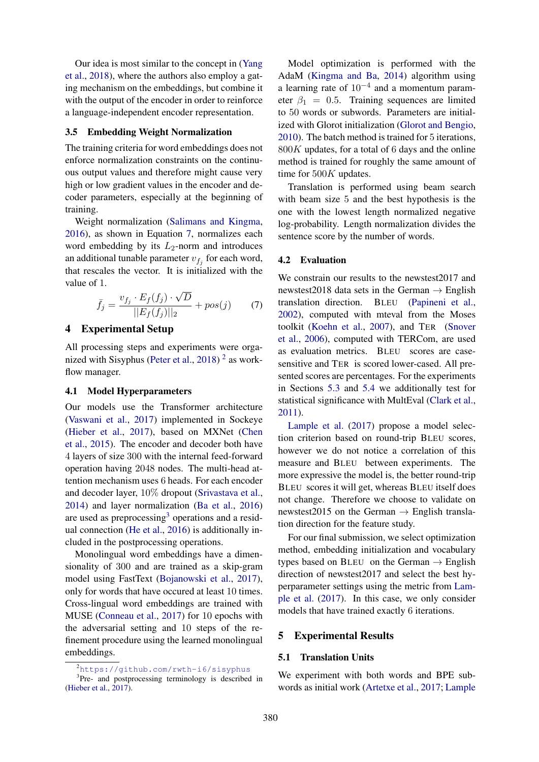Our idea is most similar to the concept in (Yang et al., 2018), where the authors also employ a gating mechanism on the embeddings, but combine it with the output of the encoder in order to reinforce a language-independent encoder representation.

### 3.5 Embedding Weight Normalization

The training criteria for word embeddings does not enforce normalization constraints on the continuous output values and therefore might cause very high or low gradient values in the encoder and decoder parameters, especially at the beginning of training.

Weight normalization (Salimans and Kingma, 2016), as shown in Equation 7, normalizes each word embedding by its $L_2$-norm and introduces an additional tunable parameter $v_{f_j}$ for each word, that rescales the vector. It is initialized with the value of 1.

$$\bar{f}_j = \frac{v_{f_j} \cdot E_f(f_j) \cdot \sqrt{D}}{||E_f(f_j)||_2} + pos(j) \quad (7)$$

## 4 Experimental Setup

All processing steps and experiments were organized with Sisyphus (Peter et al., 2018) [2] as workflow manager.

### 4.1 Model Hyperparameters

Our models use the Transformer architecture (Vaswani et al., 2017) implemented in Sockeye (Hieber et al., 2017), based on MXNet (Chen et al., 2015). The encoder and decoder both have 4 layers of size 300 with the internal feed-forward operation having 2048 nodes. The multi-head attention mechanism uses 6 heads. For each encoder and decoder layer, 10% dropout (Srivastava et al., 2014) and layer normalization (Ba et al., 2016) are used as preprocessing[3] operations and a residual connection (He et al., 2016) is additionally included in the postprocessing operations.

Monolingual word embeddings have a dimensionality of 300 and are trained as a skip-gram model using FastText (Bojanowski et al., 2017), only for words that have occured at least 10 times. Cross-lingual word embeddings are trained with MUSE (Conneau et al., 2017) for 10 epochs with the adversarial setting and 10 steps of the refinement procedure using the learned monolingual embeddings.

[2] https://github.com/rwth-i6/sisyphus

[3] Pre- and postprocessing terminology is described in (Hieber et al., 2017).

Model optimization is performed with the AdaM (Kingma and Ba, 2014) algorithm using a learning rate of $10^{-4}$ and a momentum parameter $\beta_1 = 0.5$. Training sequences are limited to 50 words or subwords. Parameters are initialized with Glorot initialization (Glorot and Bengio, 2010). The batch method is trained for 5 iterations, $800K$ updates, for a total of 6 days and the online method is trained for roughly the same amount of time for $500K$ updates.

Translation is performed using beam search with beam size 5 and the best hypothesis is the one with the lowest length normalized negative log-probability. Length normalization divides the sentence score by the number of words.

### 4.2 Evaluation

We constrain our results to the newstest2017 and newstest2018 data sets in the German → English translation direction. BLEU (Papineni et al., 2002), computed with mteval from the Moses toolkit (Koehn et al., 2007), and TER (Snover et al., 2006), computed with TERCom, are used as evaluation metrics. BLEU scores are case-sensitive and TER is scored lower-cased. All presented scores are percentages. For the experiments in Sections 5.3 and 5.4 we additionally test for statistical significance with MultEval (Clark et al., 2011).

Lample et al. (2017) propose a model selection criterion based on round-trip BLEU scores, however we do not notice a correlation of this measure and BLEU between experiments. The more expressive the model is, the better round-trip BLEU scores it will get, whereas BLEU itself does not change. Therefore we choose to validate on newstest2015 on the German → English translation direction for the feature study.

For our final submission, we select optimization method, embedding initialization and vocabulary types based on BLEU on the German → English direction of newstest2017 and select the best hyperparameter settings using the metric from Lample et al. (2017). In this case, we only consider models that have trained exactly 6 iterations.

## 5 Experimental Results

### 5.1 Translation Units

We experiment with both words and BPE subwords as initial work (Artetxe et al., 2017; Lample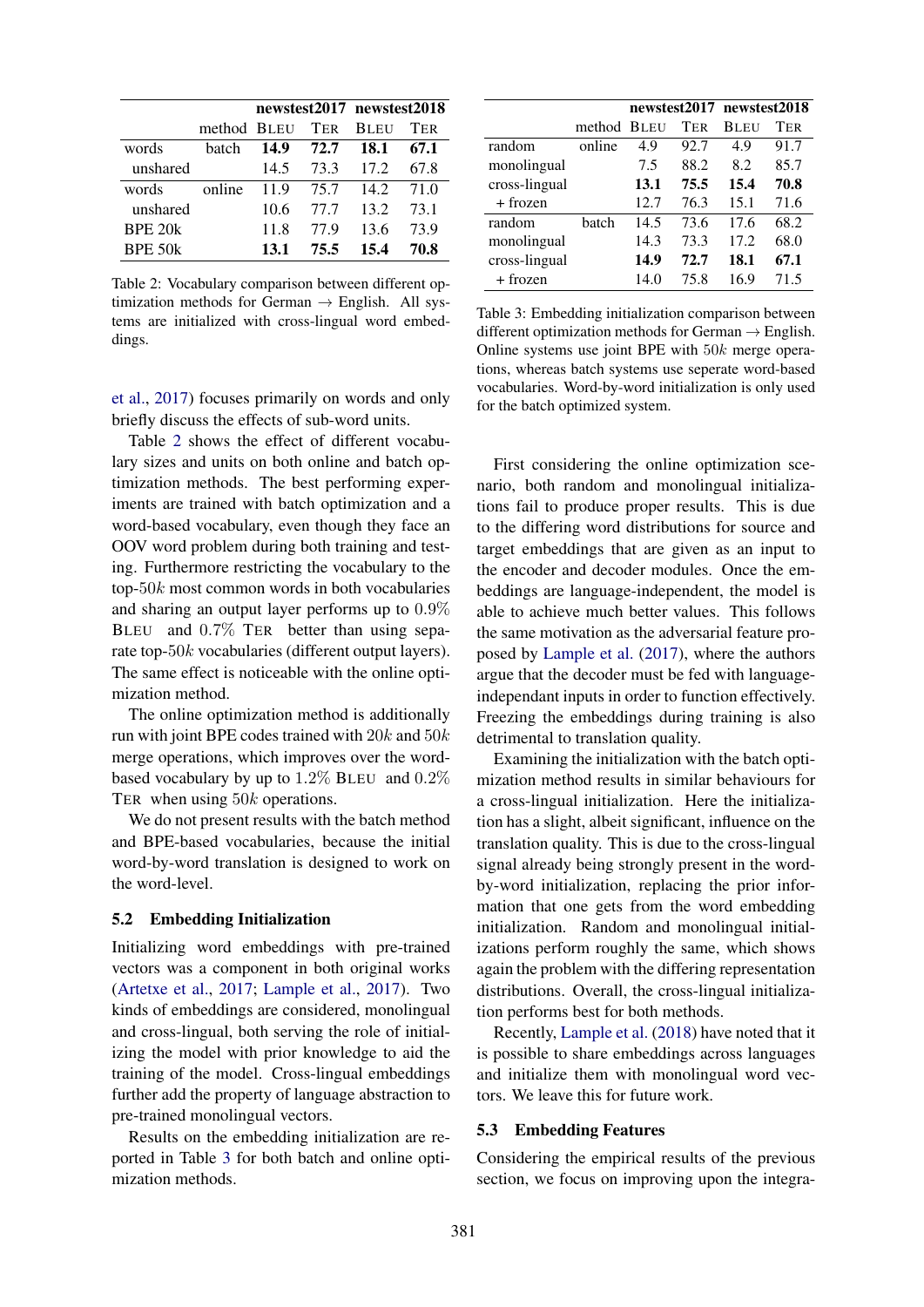| | | newstest2017 | | newstest2018 | |
|---|---|---|---|---|---|
| | method | BLEU | TER | BLEU | TER |
| words | batch | **14.9** | **72.7** | **18.1** | **67.1** |
| unshared | | 14.5 | 73.3 | 17.2 | 67.8 |
| words | online | 11.9 | 75.7 | 14.2 | 71.0 |
| unshared | | 10.6 | 77.7 | 13.2 | 73.1 |
| BPE 20k | | 11.8 | 77.9 | 13.6 | 73.9 |
| BPE 50k | | **13.1** | **75.5** | **15.4** | **70.8** |

Table 2: Vocabulary comparison between different optimization methods for German → English. All systems are initialized with cross-lingual word embeddings.

et al., 2017) focuses primarily on words and only briefly discuss the effects of sub-word units.

Table 2 shows the effect of different vocabulary sizes and units on both online and batch optimization methods. The best performing experiments are trained with batch optimization and a word-based vocabulary, even though they face an OOV word problem during both training and testing. Furthermore restricting the vocabulary to the top-$50k$ most common words in both vocabularies and sharing an output layer performs up to $0.9\%$ BLEU and $0.7\%$ TER better than using separate top-$50k$ vocabularies (different output layers). The same effect is noticeable with the online optimization method.

The online optimization method is additionally run with joint BPE codes trained with $20k$ and $50k$ merge operations, which improves over the word-based vocabulary by up to $1.2\%$ BLEU and $0.2\%$ TER when using $50k$ operations.

We do not present results with the batch method and BPE-based vocabularies, because the initial word-by-word translation is designed to work on the word-level.

### 5.2 Embedding Initialization

Initializing word embeddings with pre-trained vectors was a component in both original works (Artetxe et al., 2017; Lample et al., 2017). Two kinds of embeddings are considered, monolingual and cross-lingual, both serving the role of initializing the model with prior knowledge to aid the training of the model. Cross-lingual embeddings further add the property of language abstraction to pre-trained monolingual vectors.

Results on the embedding initialization are reported in Table 3 for both batch and online optimization methods.

| | | newstest2017 | | newstest2018 | |
|---|---|---|---|---|---|
| | method | BLEU | TER | BLEU | TER |
| random | online | 4.9 | 92.7 | 4.9 | 91.7 |
| monolingual | | 7.5 | 88.2 | 8.2 | 85.7 |
| cross-lingual | | **13.1** | **75.5** | **15.4** | **70.8** |
| + frozen | | 12.7 | 76.3 | 15.1 | 71.6 |
| random | batch | 14.5 | 73.6 | 17.6 | 68.2 |
| monolingual | | 14.3 | 73.3 | 17.2 | 68.0 |
| cross-lingual | | **14.9** | **72.7** | **18.1** | **67.1** |
| + frozen | | 14.0 | 75.8 | 16.9 | 71.5 |

Table 3: Embedding initialization comparison between different optimization methods for German → English. Online systems use joint BPE with $50k$ merge operations, whereas batch systems use seperate word-based vocabularies. Word-by-word initialization is only used for the batch optimized system.

First considering the online optimization scenario, both random and monolingual initializations fail to produce proper results. This is due to the differing word distributions for source and target embeddings that are given as an input to the encoder and decoder modules. Once the embeddings are language-independent, the model is able to achieve much better values. This follows the same motivation as the adversarial feature proposed by Lample et al. (2017), where the authors argue that the decoder must be fed with language-independant inputs in order to function effectively. Freezing the embeddings during training is also detrimental to translation quality.

Examining the initialization with the batch optimization method results in similar behaviours for a cross-lingual initialization. Here the initialization has a slight, albeit significant, influence on the translation quality. This is due to the cross-lingual signal already being strongly present in the word-by-word initialization, replacing the prior information that one gets from the word embedding initialization. Random and monolingual initializations perform roughly the same, which shows again the problem with the differing representation distributions. Overall, the cross-lingual initialization performs best for both methods.

Recently, Lample et al. (2018) have noted that it is possible to share embeddings across languages and initialize them with monolingual word vectors. We leave this for future work.

### 5.3 Embedding Features

Considering the empirical results of the previous section, we focus on improving upon the integra-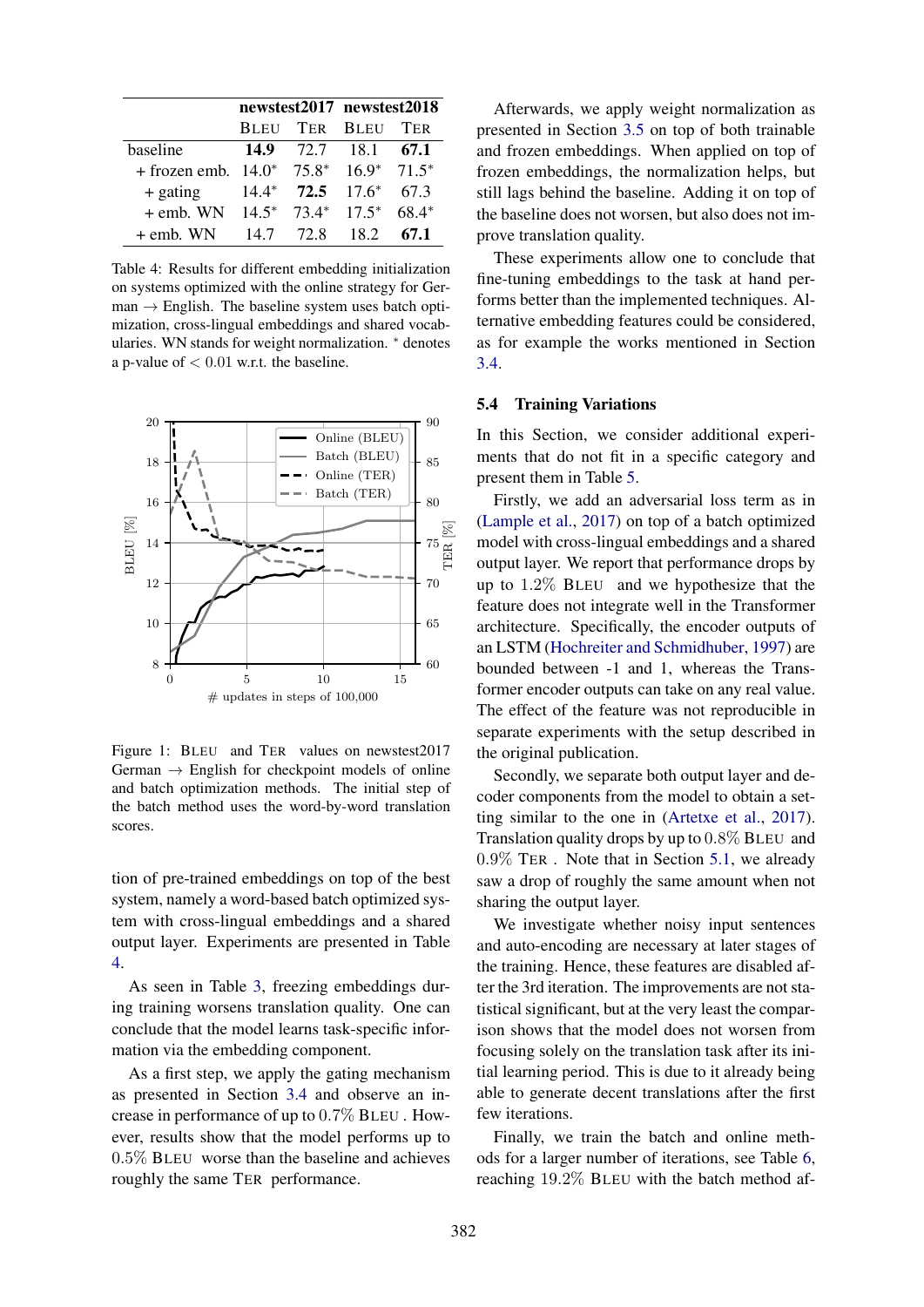|  | newstest2017 |  | newstest2018 |  |
|---|---|---|---|---|
|  | BLEU | TER | BLEU | TER |
| baseline | **14.9** | 72.7 | 18.1 | **67.1** |
| + frozen emb. | 14.0* | 75.8* | 16.9* | 71.5* |
| + gating | 14.4* | **72.5** | 17.6* | 67.3 |
| + emb. WN | 14.5* | 73.4* | 17.5* | 68.4* |
| + emb. WN | 14.7 | 72.8 | 18.2 | **67.1** |

Table 4: Results for different embedding initialization on systems optimized with the online strategy for German → English. The baseline system uses batch optimization, cross-lingual embeddings and shared vocabularies. WN stands for weight normalization. * denotes a p-value of $< 0.01$ w.r.t. the baseline.

Figure 1: BLEU and TER values on newstest2017 German → English for checkpoint models of online and batch optimization methods. The initial step of the batch method uses the word-by-word translation scores.

tion of pre-trained embeddings on top of the best system, namely a word-based batch optimized system with cross-lingual embeddings and a shared output layer. Experiments are presented in Table 4.

As seen in Table 3, freezing embeddings during training worsens translation quality. One can conclude that the model learns task-specific information via the embedding component.

As a first step, we apply the gating mechanism as presented in Section 3.4 and observe an increase in performance of up to $0.7\%$ BLEU . However, results show that the model performs up to $0.5\%$ BLEU worse than the baseline and achieves roughly the same TER performance.

Afterwards, we apply weight normalization as presented in Section 3.5 on top of both trainable and frozen embeddings. When applied on top of frozen embeddings, the normalization helps, but still lags behind the baseline. Adding it on top of the baseline does not worsen, but also does not improve translation quality.

These experiments allow one to conclude that fine-tuning embeddings to the task at hand performs better than the implemented techniques. Alternative embedding features could be considered, as for example the works mentioned in Section 3.4.

### 5.4 Training Variations

In this Section, we consider additional experiments that do not fit in a specific category and present them in Table 5.

Firstly, we add an adversarial loss term as in (Lample et al., 2017) on top of a batch optimized model with cross-lingual embeddings and a shared output layer. We report that performance drops by up to $1.2\%$ BLEU and we hypothesize that the feature does not integrate well in the Transformer architecture. Specifically, the encoder outputs of an LSTM (Hochreiter and Schmidhuber, 1997) are bounded between -1 and 1, whereas the Transformer encoder outputs can take on any real value. The effect of the feature was not reproducible in separate experiments with the setup described in the original publication.

Secondly, we separate both output layer and decoder components from the model to obtain a setting similar to the one in (Artetxe et al., 2017). Translation quality drops by up to $0.8\%$ BLEU and $0.9\%$ TER . Note that in Section 5.1, we already saw a drop of roughly the same amount when not sharing the output layer.

We investigate whether noisy input sentences and auto-encoding are necessary at later stages of the training. Hence, these features are disabled after the 3rd iteration. The improvements are not statistical significant, but at the very least the comparison shows that the model does not worsen from focusing solely on the translation task after its initial learning period. This is due to it already being able to generate decent translations after the first few iterations.

Finally, we train the batch and online methods for a larger number of iterations, see Table 6, reaching $19.2\%$ BLEU with the batch method af-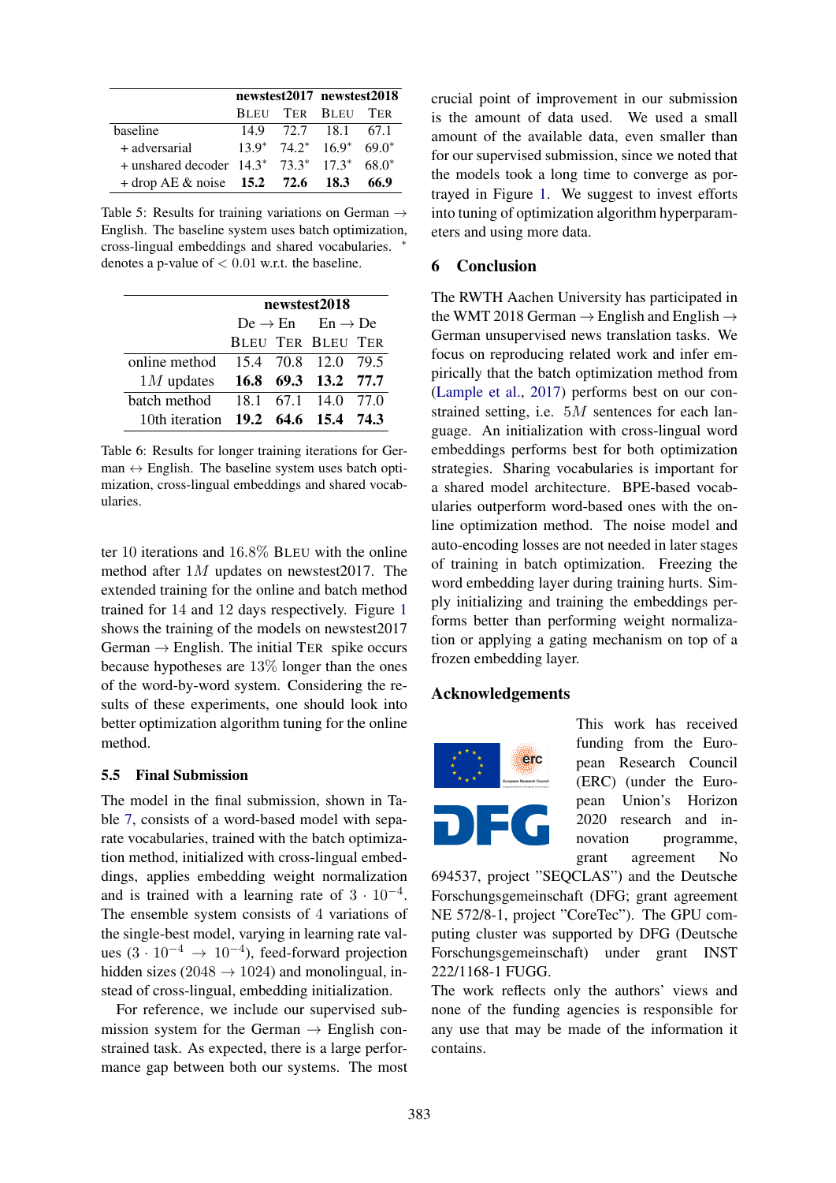|  | newstest2017 |  | newstest2018 |  |
|---|---|---|---|---|
|  | BLEU | TER | BLEU | TER |
| baseline | 14.9 | 72.7 | 18.1 | 67.1 |
| + adversarial | 13.9* | 74.2* | 16.9* | 69.0* |
| + unshared decoder | 14.3* | 73.3* | 17.3* | 68.0* |
| + drop AE & noise | **15.2** | **72.6** | **18.3** | **66.9** |

Table 5: Results for training variations on German → English. The baseline system uses batch optimization, cross-lingual embeddings and shared vocabularies. * denotes a p-value of $< 0.01$ w.r.t. the baseline.

|  | newstest2018 |  |  |  |
|---|---|---|---|---|
|  | De → En |  | En → De |  |
|  | BLEU | TER | BLEU | TER |
| online method | 15.4 | 70.8 | 12.0 | 79.5 |
| $1M$ updates | **16.8** | **69.3** | **13.2** | **77.7** |
| batch method | 18.1 | 67.1 | 14.0 | 77.0 |
| 10th iteration | **19.2** | **64.6** | **15.4** | **74.3** |

Table 6: Results for longer training iterations for German ↔ English. The baseline system uses batch optimization, cross-lingual embeddings and shared vocabularies.

ter 10 iterations and 16.8% BLEU with the online method after $1M$ updates on newstest2017. The extended training for the online and batch method trained for 14 and 12 days respectively. Figure 1 shows the training of the models on newstest2017 German → English. The initial TER spike occurs because hypotheses are 13% longer than the ones of the word-by-word system. Considering the results of these experiments, one should look into better optimization algorithm tuning for the online method.

### 5.5 Final Submission

The model in the final submission, shown in Table 7, consists of a word-based model with separate vocabularies, trained with the batch optimization method, initialized with cross-lingual embeddings, applies embedding weight normalization and is trained with a learning rate of $3 \cdot 10^{-4}$. The ensemble system consists of 4 variations of the single-best model, varying in learning rate values ($3 \cdot 10^{-4} \rightarrow 10^{-4}$), feed-forward projection hidden sizes ($2048 \rightarrow 1024$) and monolingual, instead of cross-lingual, embedding initialization.

For reference, we include our supervised submission system for the German → English constrained task. As expected, there is a large performance gap between both our systems. The most crucial point of improvement in our submission is the amount of data used. We used a small amount of the available data, even smaller than for our supervised submission, since we noted that the models took a long time to converge as portrayed in Figure 1. We suggest to invest efforts into tuning of optimization algorithm hyperparameters and using more data.

## 6 Conclusion

The RWTH Aachen University has participated in the WMT 2018 German → English and English → German unsupervised news translation tasks. We focus on reproducing related work and infer empirically that the batch optimization method from (Lample et al., 2017) performs best on our constrained setting, i.e. $5M$ sentences for each language. An initialization with cross-lingual word embeddings performs best for both optimization strategies. Sharing vocabularies is important for a shared model architecture. BPE-based vocabularies outperform word-based ones with the online optimization method. The noise model and auto-encoding losses are not needed in later stages of training in batch optimization. Freezing the word embedding layer during training hurts. Simply initializing and training the embeddings performs better than performing weight normalization or applying a gating mechanism on top of a frozen embedding layer.

## Acknowledgements

This work has received funding from the European Research Council (ERC) (under the European Union's Horizon 2020 research and innovation programme, grant agreement No 694537, project "SEQCLAS") and the Deutsche Forschungsgemeinschaft (DFG; grant agreement NE 572/8-1, project "CoreTec"). The GPU computing cluster was supported by DFG (Deutsche Forschungsgemeinschaft) under grant INST 222/1168-1 FUGG.

The work reflects only the authors' views and none of the funding agencies is responsible for any use that may be made of the information it contains.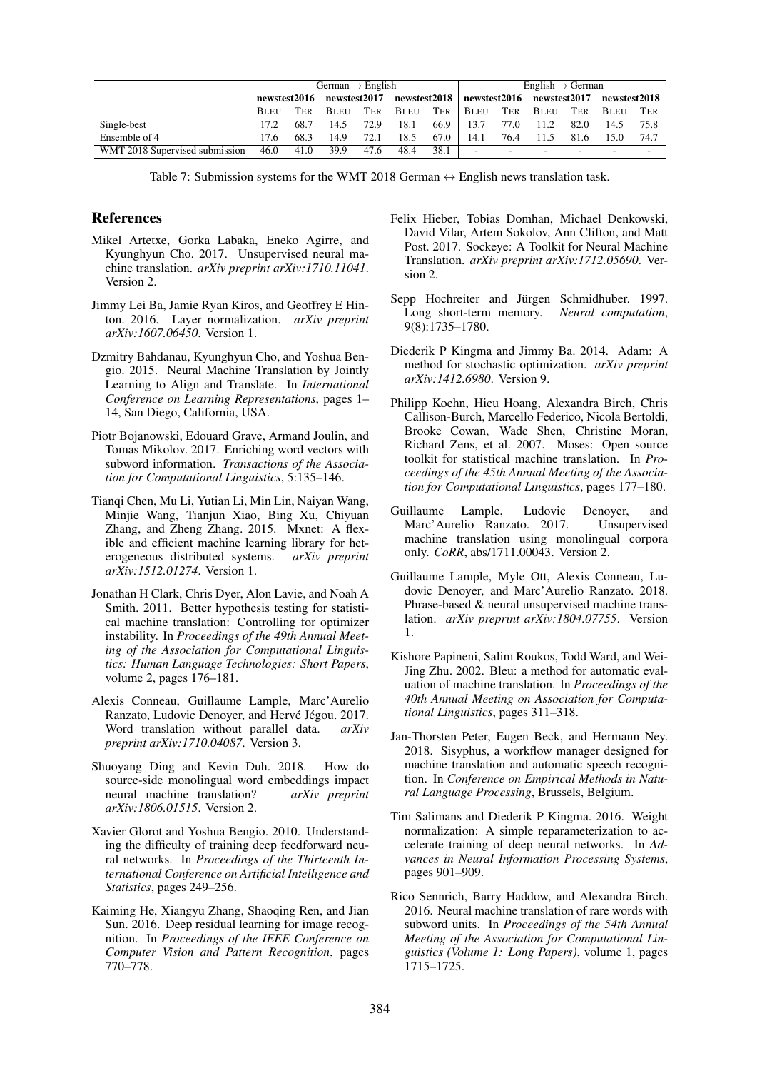| | German → English | | | | | | English → German | | | | | |
|---|---|---|---|---|---|---|---|---|---|---|---|---|
| | newstest2016 | | newstest2017 | | newstest2018 | | newstest2016 | | newstest2017 | | newstest2018 | |
| | BLEU | TER | BLEU | TER | BLEU | TER | BLEU | TER | BLEU | TER | BLEU | TER |
| Single-best | 17.2 | 68.7 | 14.5 | 72.9 | 18.1 | 66.9 | 13.7 | 77.0 | 11.2 | 82.0 | 14.5 | 75.8 |
| Ensemble of 4 | 17.6 | 68.3 | 14.9 | 72.1 | 18.5 | 67.0 | 14.1 | 76.4 | 11.5 | 81.6 | 15.0 | 74.7 |
| WMT 2018 Supervised submission | 46.0 | 41.0 | 39.9 | 47.6 | 48.4 | 38.1 | - | - | - | - | - | - |

Table 7: Submission systems for the WMT 2018 German ↔ English news translation task.

## References

Mikel Artetxe, Gorka Labaka, Eneko Agirre, and Kyunghyun Cho. 2017. Unsupervised neural machine translation. *arXiv preprint arXiv:1710.11041*. Version 2.

Jimmy Lei Ba, Jamie Ryan Kiros, and Geoffrey E Hinton. 2016. Layer normalization. *arXiv preprint arXiv:1607.06450*. Version 1.

Dzmitry Bahdanau, Kyunghyun Cho, and Yoshua Bengio. 2015. Neural Machine Translation by Jointly Learning to Align and Translate. In *International Conference on Learning Representations*, pages 1–14, San Diego, California, USA.

Piotr Bojanowski, Edouard Grave, Armand Joulin, and Tomas Mikolov. 2017. Enriching word vectors with subword information. *Transactions of the Association for Computational Linguistics*, 5:135–146.

Tianqi Chen, Mu Li, Yutian Li, Min Lin, Naiyan Wang, Minjie Wang, Tianjun Xiao, Bing Xu, Chiyuan Zhang, and Zheng Zhang. 2015. Mxnet: A flexible and efficient machine learning library for heterogeneous distributed systems. *arXiv preprint arXiv:1512.01274*. Version 1.

Jonathan H Clark, Chris Dyer, Alon Lavie, and Noah A Smith. 2011. Better hypothesis testing for statistical machine translation: Controlling for optimizer instability. In *Proceedings of the 49th Annual Meeting of the Association for Computational Linguistics: Human Language Technologies: Short Papers*, volume 2, pages 176–181.

Alexis Conneau, Guillaume Lample, Marc'Aurelio Ranzato, Ludovic Denoyer, and Hervé Jégou. 2017. Word translation without parallel data. *arXiv preprint arXiv:1710.04087*. Version 3.

Shuoyang Ding and Kevin Duh. 2018. How do source-side monolingual word embeddings impact neural machine translation? *arXiv preprint arXiv:1806.01515*. Version 2.

Xavier Glorot and Yoshua Bengio. 2010. Understanding the difficulty of training deep feedforward neural networks. In *Proceedings of the Thirteenth International Conference on Artificial Intelligence and Statistics*, pages 249–256.

Kaiming He, Xiangyu Zhang, Shaoqing Ren, and Jian Sun. 2016. Deep residual learning for image recognition. In *Proceedings of the IEEE Conference on Computer Vision and Pattern Recognition*, pages 770–778.

Felix Hieber, Tobias Domhan, Michael Denkowski, David Vilar, Artem Sokolov, Ann Clifton, and Matt Post. 2017. Sockeye: A Toolkit for Neural Machine Translation. *arXiv preprint arXiv:1712.05690*. Version 2.

Sepp Hochreiter and Jürgen Schmidhuber. 1997. Long short-term memory. *Neural computation*, 9(8):1735–1780.

Diederik P Kingma and Jimmy Ba. 2014. Adam: A method for stochastic optimization. *arXiv preprint arXiv:1412.6980*. Version 9.

Philipp Koehn, Hieu Hoang, Alexandra Birch, Chris Callison-Burch, Marcello Federico, Nicola Bertoldi, Brooke Cowan, Wade Shen, Christine Moran, Richard Zens, et al. 2007. Moses: Open source toolkit for statistical machine translation. In *Proceedings of the 45th Annual Meeting of the Association for Computational Linguistics*, pages 177–180.

Guillaume Lample, Ludovic Denoyer, and Marc'Aurelio Ranzato. 2017. Unsupervised machine translation using monolingual corpora only. *CoRR*, abs/1711.00043. Version 2.

Guillaume Lample, Myle Ott, Alexis Conneau, Ludovic Denoyer, and Marc'Aurelio Ranzato. 2018. Phrase-based & neural unsupervised machine translation. *arXiv preprint arXiv:1804.07755*. Version 1.

Kishore Papineni, Salim Roukos, Todd Ward, and Wei-Jing Zhu. 2002. Bleu: a method for automatic evaluation of machine translation. In *Proceedings of the 40th Annual Meeting on Association for Computational Linguistics*, pages 311–318.

Jan-Thorsten Peter, Eugen Beck, and Hermann Ney. 2018. Sisyphus, a workflow manager designed for machine translation and automatic speech recognition. In *Conference on Empirical Methods in Natural Language Processing*, Brussels, Belgium.

Tim Salimans and Diederik P Kingma. 2016. Weight normalization: A simple reparameterization to accelerate training of deep neural networks. In *Advances in Neural Information Processing Systems*, pages 901–909.

Rico Sennrich, Barry Haddow, and Alexandra Birch. 2016. Neural machine translation of rare words with subword units. In *Proceedings of the 54th Annual Meeting of the Association for Computational Linguistics (Volume 1: Long Papers)*, volume 1, pages 1715–1725.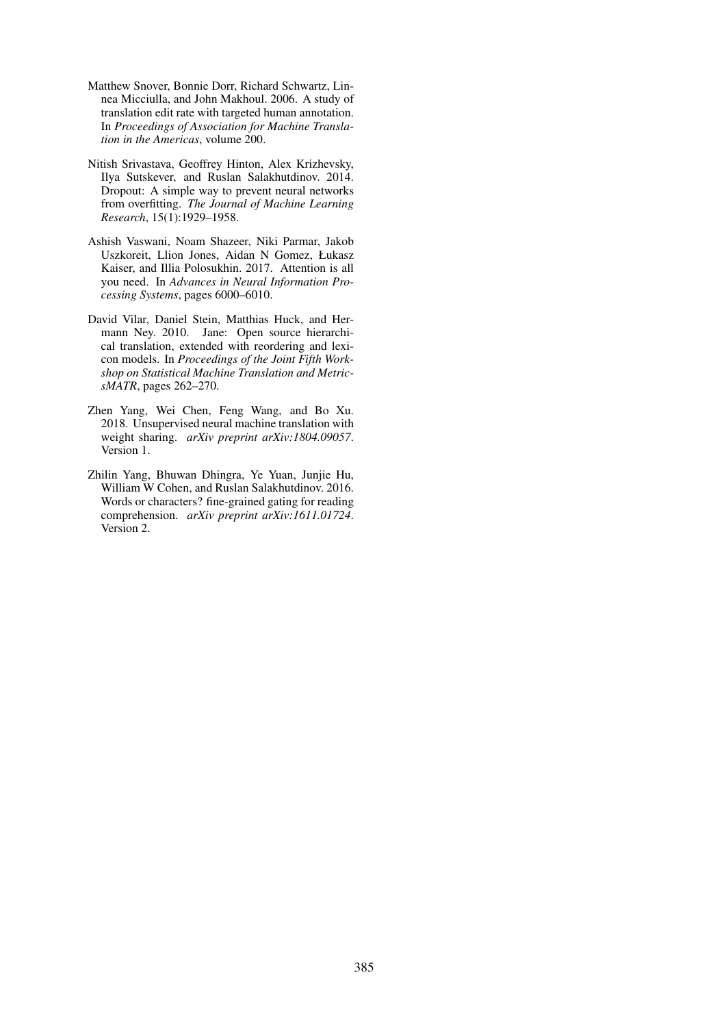Matthew Snover, Bonnie Dorr, Richard Schwartz, Linnea Micciulla, and John Makhoul. 2006. A study of translation edit rate with targeted human annotation. In *Proceedings of Association for Machine Translation in the Americas*, volume 200.

Nitish Srivastava, Geoffrey Hinton, Alex Krizhevsky, Ilya Sutskever, and Ruslan Salakhutdinov. 2014. Dropout: A simple way to prevent neural networks from overfitting. *The Journal of Machine Learning Research*, 15(1):1929–1958.

Ashish Vaswani, Noam Shazeer, Niki Parmar, Jakob Uszkoreit, Llion Jones, Aidan N Gomez, Łukasz Kaiser, and Illia Polosukhin. 2017. Attention is all you need. In *Advances in Neural Information Processing Systems*, pages 6000–6010.

David Vilar, Daniel Stein, Matthias Huck, and Hermann Ney. 2010. Jane: Open source hierarchical translation, extended with reordering and lexicon models. In *Proceedings of the Joint Fifth Workshop on Statistical Machine Translation and MetricsMATR*, pages 262–270.

Zhen Yang, Wei Chen, Feng Wang, and Bo Xu. 2018. Unsupervised neural machine translation with weight sharing. *arXiv preprint arXiv:1804.09057*. Version 1.

Zhilin Yang, Bhuwan Dhingra, Ye Yuan, Junjie Hu, William W Cohen, and Ruslan Salakhutdinov. 2016. Words or characters? fine-grained gating for reading comprehension. *arXiv preprint arXiv:1611.01724*. Version 2.